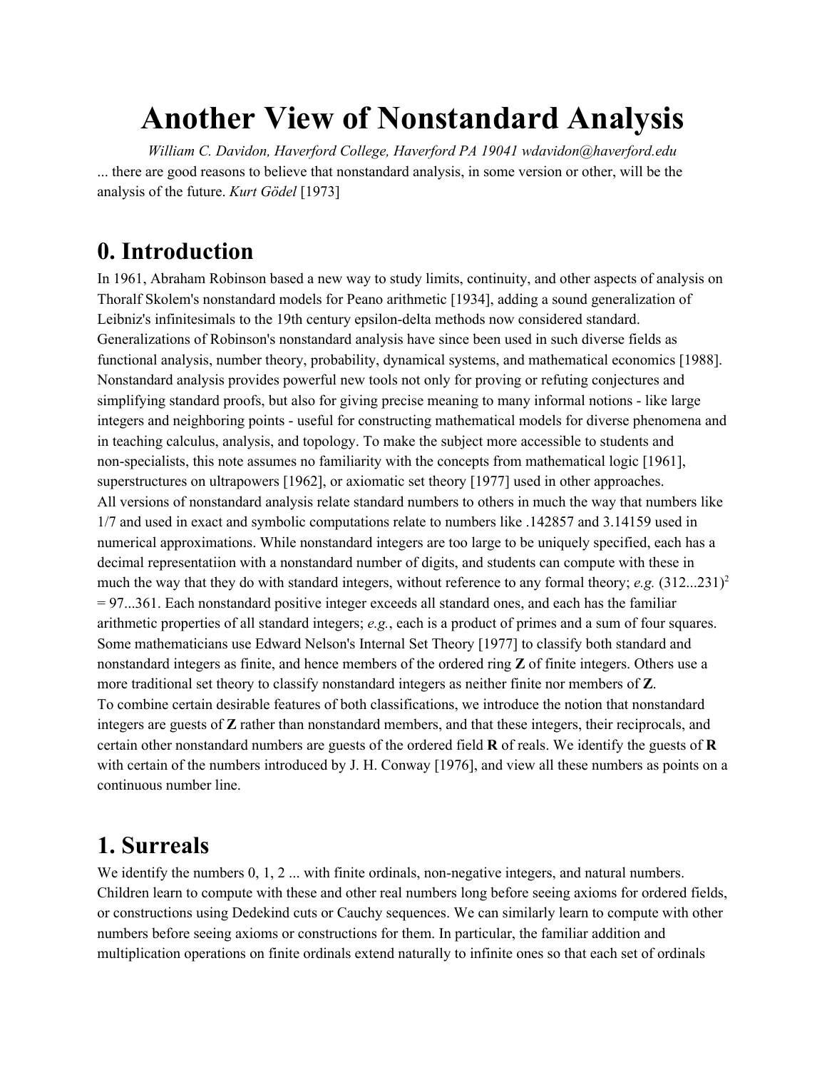# Another View of Nonstandard Analysis

*William C. Davidon, Haverford College, Haverford PA 19041 wdavidon@haverford.edu*

... there are good reasons to believe that nonstandard analysis, in some version or other, will be the analysis of the future. *Kurt Gödel* [1973]

## 0. Introduction

In 1961, Abraham Robinson based a new way to study limits, continuity, and other aspects of analysis on Thoralf Skolem's nonstandard models for Peano arithmetic [1934], adding a sound generalization of Leibniz's infinitesimals to the 19th century epsilon-delta methods now considered standard. Generalizations of Robinson's nonstandard analysis have since been used in such diverse fields as functional analysis, number theory, probability, dynamical systems, and mathematical economics [1988]. Nonstandard analysis provides powerful new tools not only for proving or refuting conjectures and simplifying standard proofs, but also for giving precise meaning to many informal notions - like large integers and neighboring points - useful for constructing mathematical models for diverse phenomena and in teaching calculus, analysis, and topology. To make the subject more accessible to students and non-specialists, this note assumes no familiarity with the concepts from mathematical logic [1961], superstructures on ultrapowers [1962], or axiomatic set theory [1977] used in other approaches.

All versions of nonstandard analysis relate standard numbers to others in much the way that numbers like 1/7 and used in exact and symbolic computations relate to numbers like .142857 and 3.14159 used in numerical approximations. While nonstandard integers are too large to be uniquely specified, each has a decimal representatiion with a nonstandard number of digits, and students can compute with these in much the way that they do with standard integers, without reference to any formal theory; *e.g.* $(312...231)^2 = 97...361$. Each nonstandard positive integer exceeds all standard ones, and each has the familiar arithmetic properties of all standard integers; *e.g.*, each is a product of primes and a sum of four squares. Some mathematicians use Edward Nelson's Internal Set Theory [1977] to classify both standard and nonstandard integers as finite, and hence members of the ordered ring **Z** of finite integers. Others use a more traditional set theory to classify nonstandard integers as neither finite nor members of **Z**.

To combine certain desirable features of both classifications, we introduce the notion that nonstandard integers are guests of **Z** rather than nonstandard members, and that these integers, their reciprocals, and certain other nonstandard numbers are guests of the ordered field **R** of reals. We identify the guests of **R** with certain of the numbers introduced by J. H. Conway [1976], and view all these numbers as points on a continuous number line.

## 1. Surreals

We identify the numbers 0, 1, 2 ... with finite ordinals, non-negative integers, and natural numbers. Children learn to compute with these and other real numbers long before seeing axioms for ordered fields, or constructions using Dedekind cuts or Cauchy sequences. We can similarly learn to compute with other numbers before seeing axioms or constructions for them. In particular, the familiar addition and multiplication operations on finite ordinals extend naturally to infinite ones so that each set of ordinals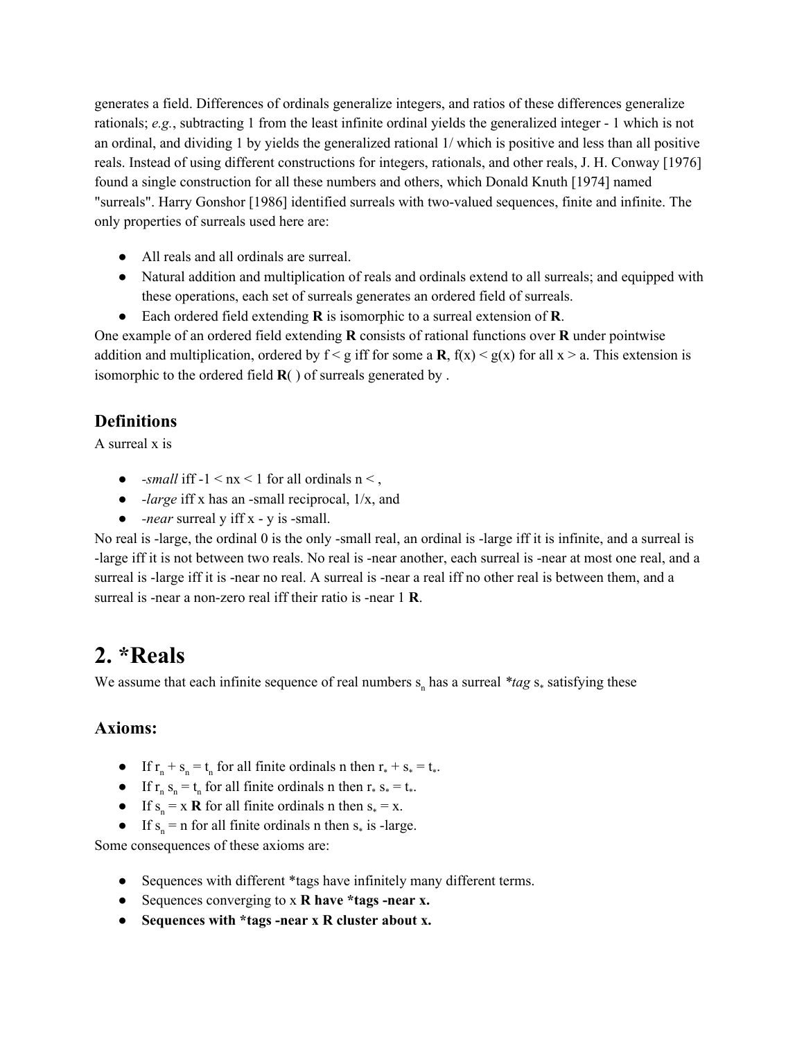generates a field. Differences of ordinals generalize integers, and ratios of these differences generalize rationals; *e.g.*, subtracting 1 from the least infinite ordinal yields the generalized integer - 1 which is not an ordinal, and dividing 1 by yields the generalized rational 1/ which is positive and less than all positive reals. Instead of using different constructions for integers, rationals, and other reals, J. H. Conway [1976] found a single construction for all these numbers and others, which Donald Knuth [1974] named "surreals". Harry Gonshor [1986] identified surreals with two-valued sequences, finite and infinite. The only properties of surreals used here are:

- All reals and all ordinals are surreal.
- Natural addition and multiplication of reals and ordinals extend to all surreals; and equipped with these operations, each set of surreals generates an ordered field of surreals.
- Each ordered field extending **R** is isomorphic to a surreal extension of **R**.

One example of an ordered field extending **R** consists of rational functions over **R** under pointwise addition and multiplication, ordered by f < g iff for some a **R**, f(x) < g(x) for all x > a. This extension is isomorphic to the ordered field **R**( ) of surreals generated by .

### Definitions

A surreal x is

- *-small* iff -1 < nx < 1 for all ordinals n < ,
- *-large* iff x has an -small reciprocal, 1/x, and
- *-near* surreal y iff x - y is -small.

No real is -large, the ordinal 0 is the only -small real, an ordinal is -large iff it is infinite, and a surreal is -large iff it is not between two reals. No real is -near another, each surreal is -near at most one real, and a surreal is -large iff it is -near no real. A surreal is -near a real iff no other real is between them, and a surreal is -near a non-zero real iff their ratio is -near 1 **R**.

# 2. *Reals

We assume that each infinite sequence of real numbers $s_n$ has a surreal *\*tag* $s_*$ satisfying these

### Axioms:

- If $r_n + s_n = t_n$ for all finite ordinals n then $r_* + s_* = t_*$.
- If $r_n s_n = t_n$ for all finite ordinals n then $r_* s_* = t_*$.
- If $s_n = x$ **R** for all finite ordinals n then $s_* = x$.
- If $s_n = n$ for all finite ordinals n then $s_*$ is -large.

Some consequences of these axioms are:

- Sequences with different *tags have infinitely many different terms.
- Sequences converging to x **R have *tags -near x.**
- **Sequences with *tags -near x R cluster about x.**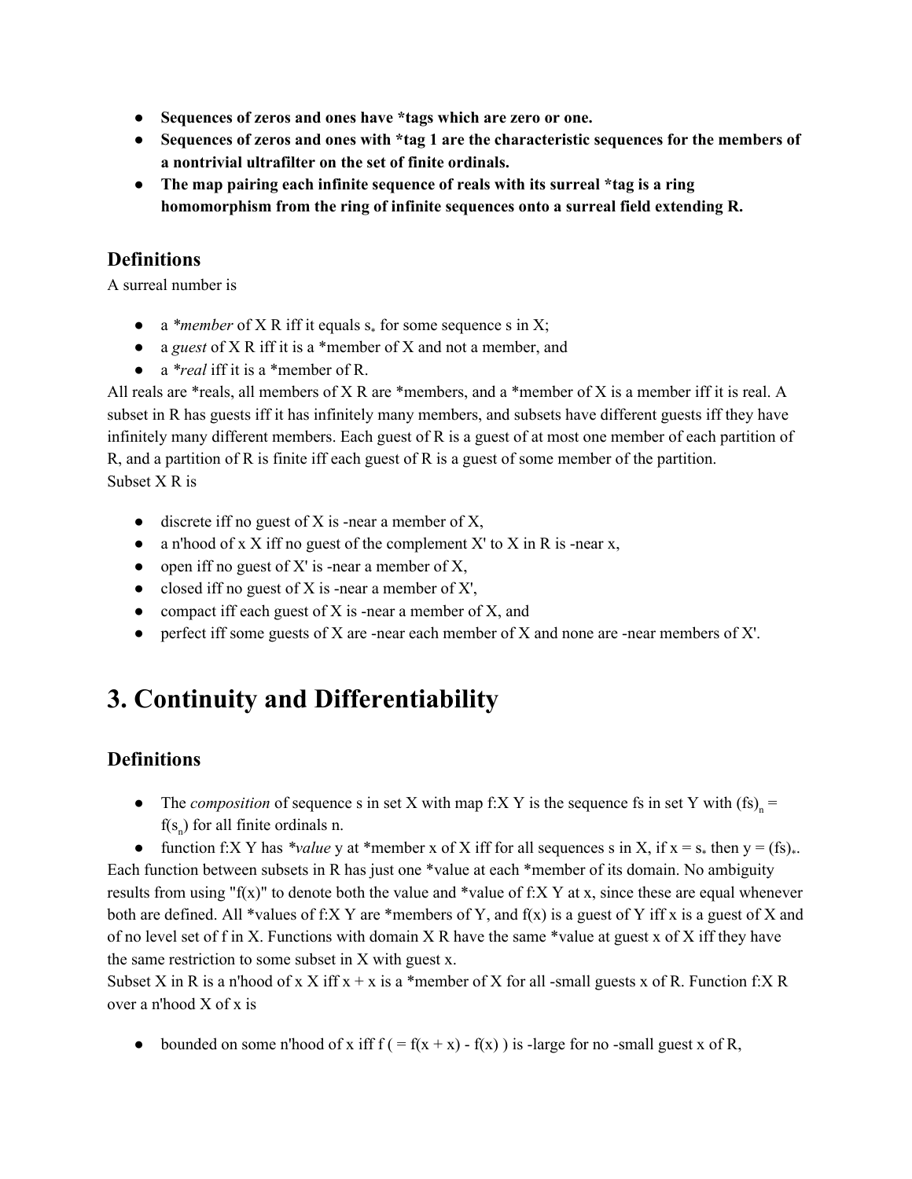- **Sequences of zeros and ones have *tags which are zero or one.**
- **Sequences of zeros and ones with *tag 1 are the characteristic sequences for the members of a nontrivial ultrafilter on the set of finite ordinals.**
- **The map pairing each infinite sequence of reals with its surreal *tag is a ring homomorphism from the ring of infinite sequences onto a surreal field extending R.**

### Definitions

A surreal number is

- a *\*member* of X R iff it equals $s_*$ for some sequence s in X;
- a *guest* of X R iff it is a *member of X and not a member, and
- a *\*real* iff it is a *member of R.

All reals are *reals, all members of X R are *members, and a *member of X is a member iff it is real. A subset in R has guests iff it has infinitely many members, and subsets have different guests iff they have infinitely many different members. Each guest of R is a guest of at most one member of each partition of R, and a partition of R is finite iff each guest of R is a guest of some member of the partition.
Subset X R is

- discrete iff no guest of X is -near a member of X,
- a n'hood of x X iff no guest of the complement X' to X in R is -near x,
- open iff no guest of X' is -near a member of X,
- closed iff no guest of X is -near a member of X',
- compact iff each guest of X is -near a member of X, and
- perfect iff some guests of X are -near each member of X and none are -near members of X'.

# 3. Continuity and Differentiability

### Definitions

- The *composition* of sequence s in set X with map f:X Y is the sequence fs in set Y with $(fs)_n = f(s_n)$ for all finite ordinals n.
- function f:X Y has *\*value* y at *member x of X iff for all sequences s in X, if $x = s_*$ then $y = (fs)_*$.

Each function between subsets in R has just one *value at each *member of its domain. No ambiguity results from using "f(x)" to denote both the value and *value of f:X Y at x, since these are equal whenever both are defined. All *values of f:X Y are *members of Y, and f(x) is a guest of Y iff x is a guest of X and of no level set of f in X. Functions with domain X R have the same *value at guest x of X iff they have the same restriction to some subset in X with guest x.
Subset X in R is a n'hood of x X iff x + x is a *member of X for all -small guests x of R. Function f:X R over a n'hood X of x is

- bounded on some n'hood of x iff f ( = f(x + x) - f(x) ) is -large for no -small guest x of R,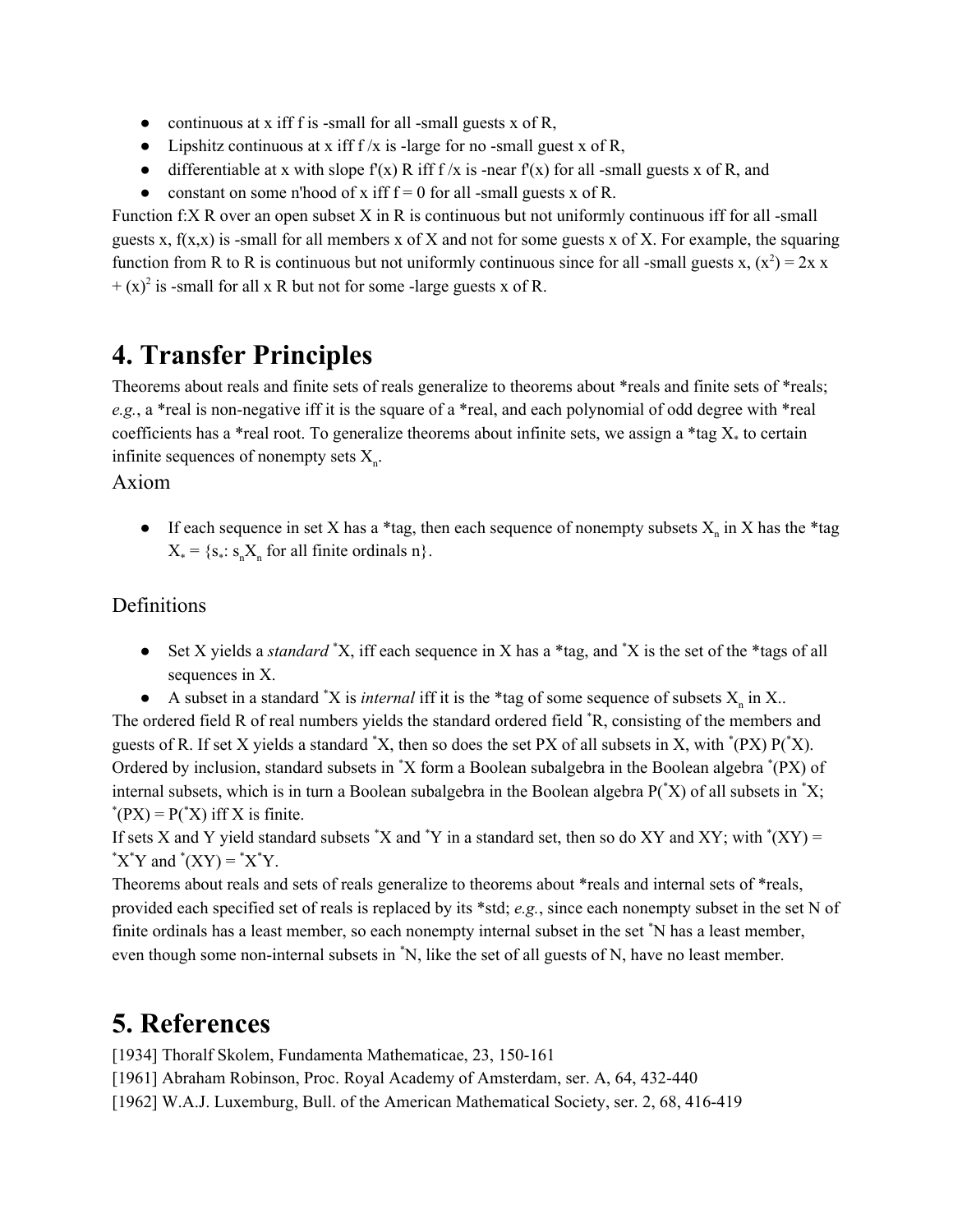- continuous at x iff f is -small for all -small guests x of R,
- Lipshitz continuous at x iff f /x is -large for no -small guest x of R,
- differentiable at x with slope f'(x) R iff f /x is -near f'(x) for all -small guests x of R, and
- constant on some n'hood of x iff f = 0 for all -small guests x of R.

Function f:X R over an open subset X in R is continuous but not uniformly continuous iff for all -small guests x, f(x,x) is -small for all members x of X and not for some guests x of X. For example, the squaring function from R to R is continuous but not uniformly continuous since for all -small guests x, $(x^2) = 2x\ x + (x)^2$ is -small for all x R but not for some -large guests x of R.

# 4. Transfer Principles

Theorems about reals and finite sets of reals generalize to theorems about *reals and finite sets of *reals; *e.g.*, a *real is non-negative iff it is the square of a *real, and each polynomial of odd degree with *real coefficients has a *real root. To generalize theorems about infinite sets, we assign a *tag $X_*$ to certain infinite sequences of nonempty sets $X_n$.

## Axiom

- If each sequence in set X has a *tag, then each sequence of nonempty subsets $X_n$ in X has the *tag $X_* = \{s_*: s_n X_n$ for all finite ordinals n$\}$.

## Definitions

- Set X yields a *standard* $^*X$, iff each sequence in X has a *tag, and $^*X$ is the set of the *tags of all sequences in X.
- A subset in a standard $^*X$ is *internal* iff it is the *tag of some sequence of subsets $X_n$ in X..

The ordered field R of real numbers yields the standard ordered field $^*R$, consisting of the members and guests of R. If set X yields a standard $^*X$, then so does the set PX of all subsets in X, with $^*(PX)\ P(^*X)$. Ordered by inclusion, standard subsets in $^*X$ form a Boolean subalgebra in the Boolean algebra $^*(PX)$ of internal subsets, which is in turn a Boolean subalgebra in the Boolean algebra $P(^*X)$ of all subsets in $^*X$; $^*(PX) = P(^*X)$ iff X is finite.

If sets X and Y yield standard subsets $^*X$ and $^*Y$ in a standard set, then so do XY and XY; with $^*(XY) = {^*X}{^*Y}$ and $^*(XY) = {^*X}{^*Y}$.

Theorems about reals and sets of reals generalize to theorems about *reals and internal sets of *reals, provided each specified set of reals is replaced by its *std; *e.g.*, since each nonempty subset in the set N of finite ordinals has a least member, so each nonempty internal subset in the set $^*N$ has a least member, even though some non-internal subsets in $^*N$, like the set of all guests of N, have no least member.

# 5. References

[1934] Thoralf Skolem, Fundamenta Mathematicae, 23, 150-161
[1961] Abraham Robinson, Proc. Royal Academy of Amsterdam, ser. A, 64, 432-440
[1962] W.A.J. Luxemburg, Bull. of the American Mathematical Society, ser. 2, 68, 416-419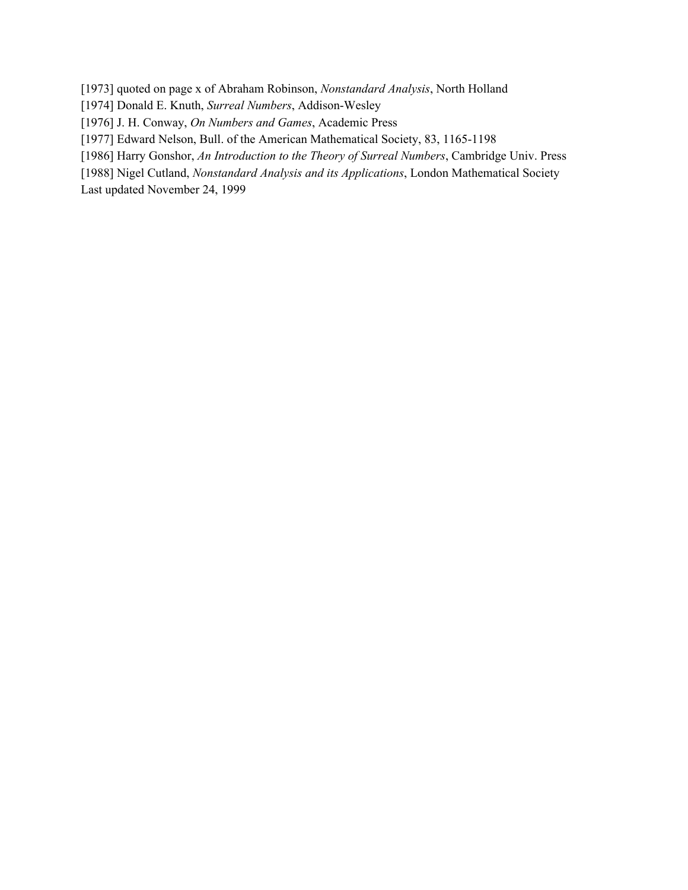[1973] quoted on page x of Abraham Robinson, *Nonstandard Analysis*, North Holland

[1974] Donald E. Knuth, *Surreal Numbers*, Addison-Wesley

[1976] J. H. Conway, *On Numbers and Games*, Academic Press

[1977] Edward Nelson, Bull. of the American Mathematical Society, 83, 1165-1198

[1986] Harry Gonshor, *An Introduction to the Theory of Surreal Numbers*, Cambridge Univ. Press

[1988] Nigel Cutland, *Nonstandard Analysis and its Applications*, London Mathematical Society

Last updated November 24, 1999